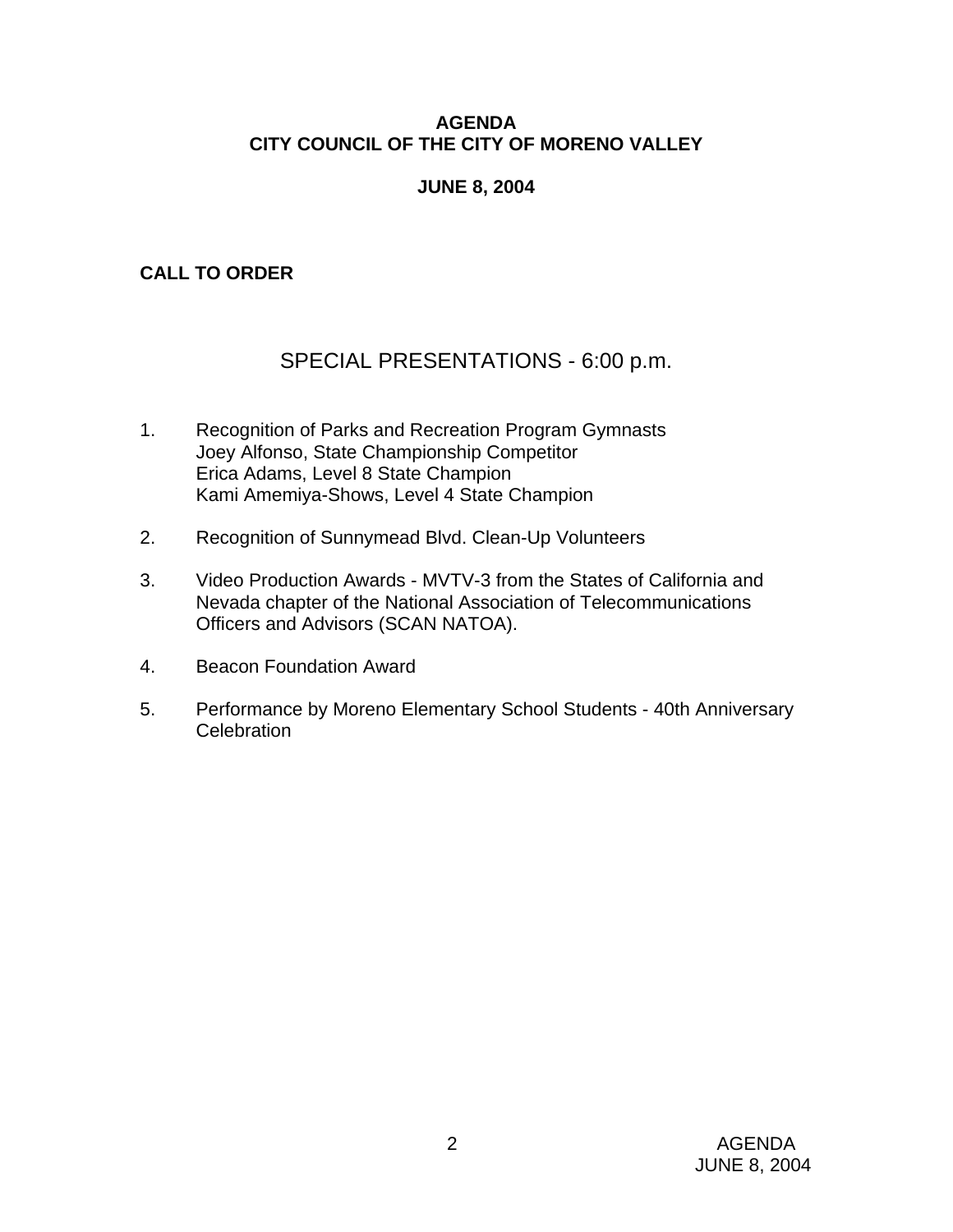# AGENDA
# CITY COUNCIL OF THE CITY OF MORENO VALLEY

## JUNE 8, 2004

**CALL TO ORDER**

## SPECIAL PRESENTATIONS - 6:00 p.m.

1. Recognition of Parks and Recreation Program Gymnasts
   Joey Alfonso, State Championship Competitor
   Erica Adams, Level 8 State Champion
   Kami Amemiya-Shows, Level 4 State Champion

2. Recognition of Sunnymead Blvd. Clean-Up Volunteers

3. Video Production Awards - MVTV-3 from the States of California and Nevada chapter of the National Association of Telecommunications Officers and Advisors (SCAN NATOA).

4. Beacon Foundation Award

5. Performance by Moreno Elementary School Students - 40th Anniversary Celebration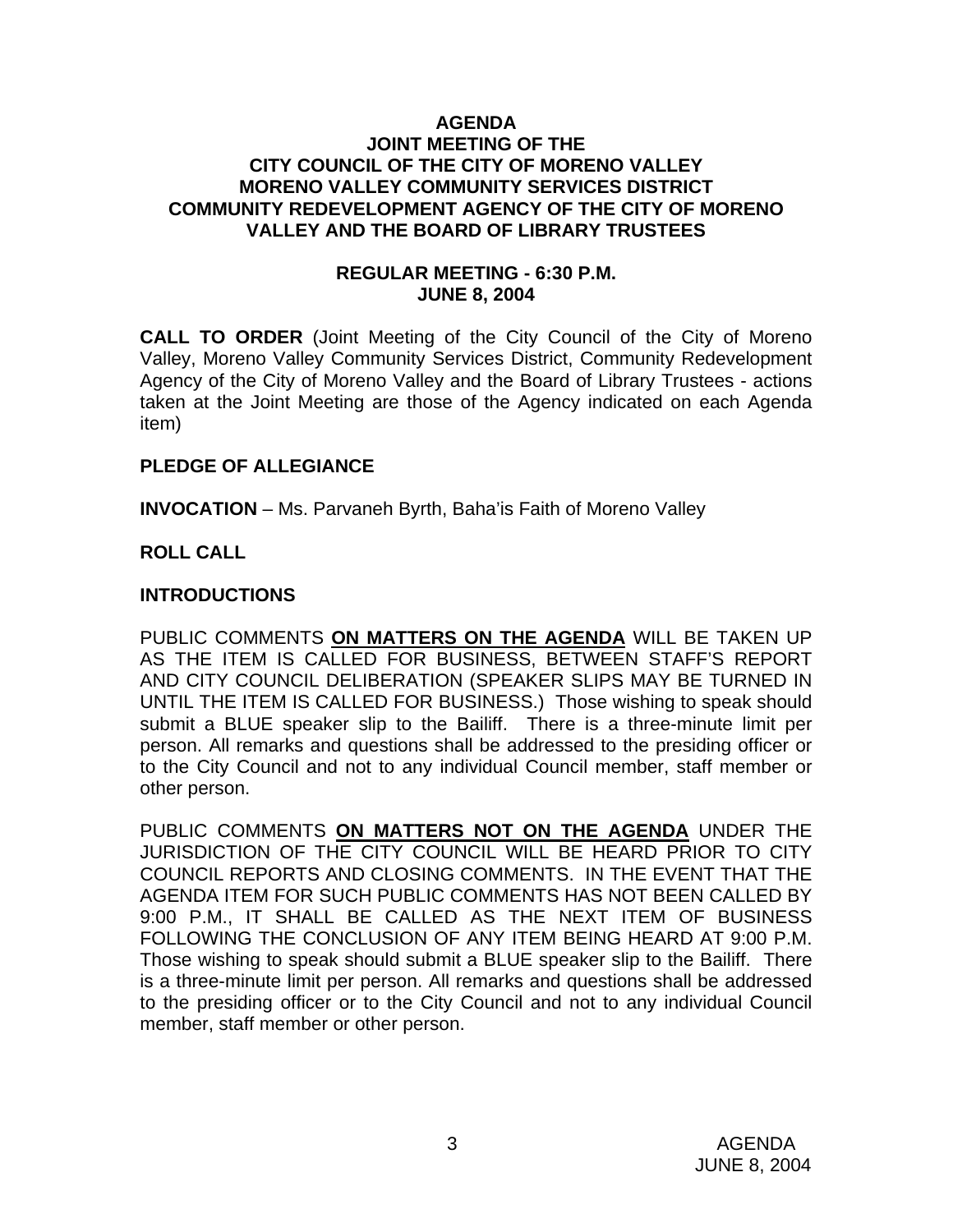**AGENDA**
**JOINT MEETING OF THE**
**CITY COUNCIL OF THE CITY OF MORENO VALLEY**
**MORENO VALLEY COMMUNITY SERVICES DISTRICT**
**COMMUNITY REDEVELOPMENT AGENCY OF THE CITY OF MORENO VALLEY AND THE BOARD OF LIBRARY TRUSTEES**

**REGULAR MEETING - 6:30 P.M.**
**JUNE 8, 2004**

**CALL TO ORDER** (Joint Meeting of the City Council of the City of Moreno Valley, Moreno Valley Community Services District, Community Redevelopment Agency of the City of Moreno Valley and the Board of Library Trustees - actions taken at the Joint Meeting are those of the Agency indicated on each Agenda item)

**PLEDGE OF ALLEGIANCE**

**INVOCATION** – Ms. Parvaneh Byrth, Baha'is Faith of Moreno Valley

**ROLL CALL**

**INTRODUCTIONS**

PUBLIC COMMENTS **ON MATTERS ON THE AGENDA** WILL BE TAKEN UP AS THE ITEM IS CALLED FOR BUSINESS, BETWEEN STAFF'S REPORT AND CITY COUNCIL DELIBERATION (SPEAKER SLIPS MAY BE TURNED IN UNTIL THE ITEM IS CALLED FOR BUSINESS.) Those wishing to speak should submit a BLUE speaker slip to the Bailiff. There is a three-minute limit per person. All remarks and questions shall be addressed to the presiding officer or to the City Council and not to any individual Council member, staff member or other person.

PUBLIC COMMENTS **ON MATTERS NOT ON THE AGENDA** UNDER THE JURISDICTION OF THE CITY COUNCIL WILL BE HEARD PRIOR TO CITY COUNCIL REPORTS AND CLOSING COMMENTS. IN THE EVENT THAT THE AGENDA ITEM FOR SUCH PUBLIC COMMENTS HAS NOT BEEN CALLED BY 9:00 P.M., IT SHALL BE CALLED AS THE NEXT ITEM OF BUSINESS FOLLOWING THE CONCLUSION OF ANY ITEM BEING HEARD AT 9:00 P.M. Those wishing to speak should submit a BLUE speaker slip to the Bailiff. There is a three-minute limit per person. All remarks and questions shall be addressed to the presiding officer or to the City Council and not to any individual Council member, staff member or other person.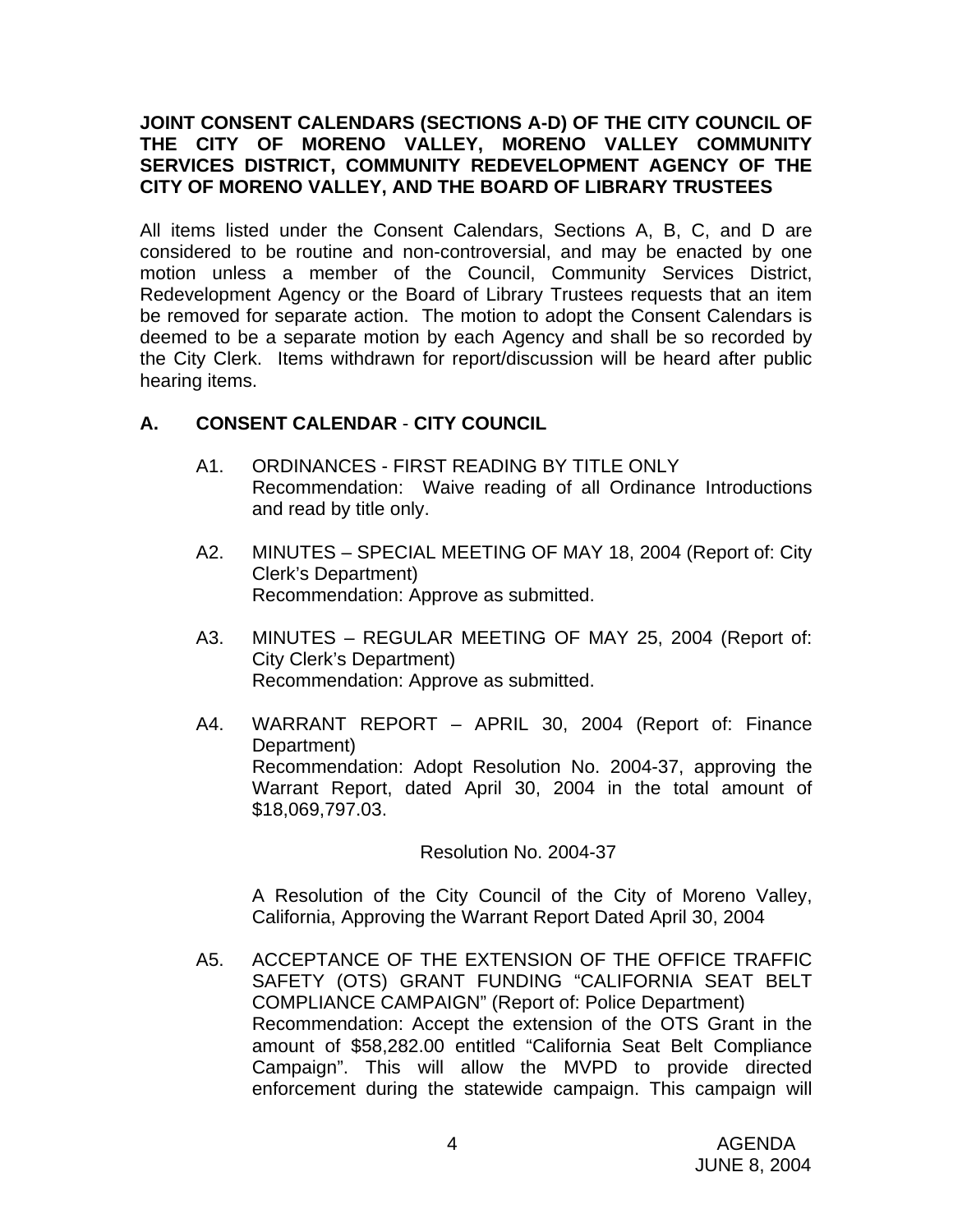**JOINT CONSENT CALENDARS (SECTIONS A-D) OF THE CITY COUNCIL OF THE CITY OF MORENO VALLEY, MORENO VALLEY COMMUNITY SERVICES DISTRICT, COMMUNITY REDEVELOPMENT AGENCY OF THE CITY OF MORENO VALLEY, AND THE BOARD OF LIBRARY TRUSTEES**

All items listed under the Consent Calendars, Sections A, B, C, and D are considered to be routine and non-controversial, and may be enacted by one motion unless a member of the Council, Community Services District, Redevelopment Agency or the Board of Library Trustees requests that an item be removed for separate action. The motion to adopt the Consent Calendars is deemed to be a separate motion by each Agency and shall be so recorded by the City Clerk. Items withdrawn for report/discussion will be heard after public hearing items.

## A. CONSENT CALENDAR - CITY COUNCIL

A1. ORDINANCES - FIRST READING BY TITLE ONLY
Recommendation: Waive reading of all Ordinance Introductions and read by title only.

A2. MINUTES – SPECIAL MEETING OF MAY 18, 2004 (Report of: City Clerk's Department)
Recommendation: Approve as submitted.

A3. MINUTES – REGULAR MEETING OF MAY 25, 2004 (Report of: City Clerk's Department)
Recommendation: Approve as submitted.

A4. WARRANT REPORT – APRIL 30, 2004 (Report of: Finance Department)
Recommendation: Adopt Resolution No. 2004-37, approving the Warrant Report, dated April 30, 2004 in the total amount of $18,069,797.03.

Resolution No. 2004-37

A Resolution of the City Council of the City of Moreno Valley, California, Approving the Warrant Report Dated April 30, 2004

A5. ACCEPTANCE OF THE EXTENSION OF THE OFFICE TRAFFIC SAFETY (OTS) GRANT FUNDING "CALIFORNIA SEAT BELT COMPLIANCE CAMPAIGN" (Report of: Police Department)
Recommendation: Accept the extension of the OTS Grant in the amount of $58,282.00 entitled "California Seat Belt Compliance Campaign". This will allow the MVPD to provide directed enforcement during the statewide campaign. This campaign will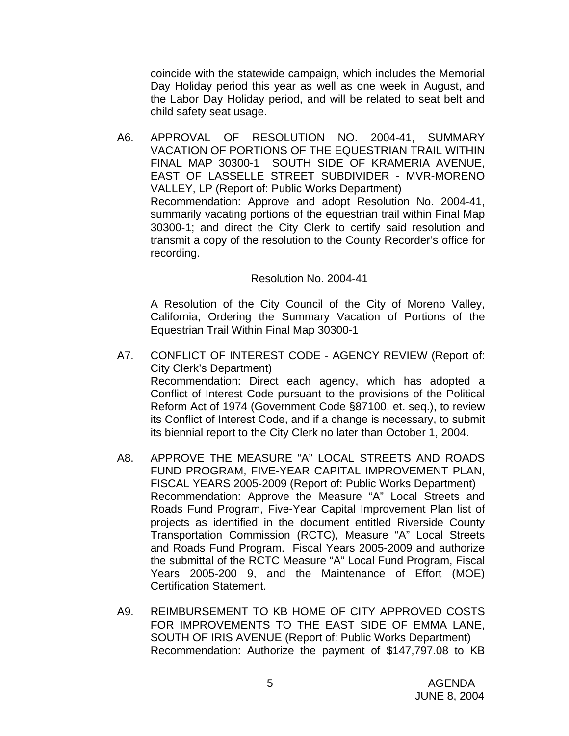coincide with the statewide campaign, which includes the Memorial Day Holiday period this year as well as one week in August, and the Labor Day Holiday period, and will be related to seat belt and child safety seat usage.

A6. APPROVAL OF RESOLUTION NO. 2004-41, SUMMARY VACATION OF PORTIONS OF THE EQUESTRIAN TRAIL WITHIN FINAL MAP 30300-1 SOUTH SIDE OF KRAMERIA AVENUE, EAST OF LASSELLE STREET SUBDIVIDER - MVR-MORENO VALLEY, LP (Report of: Public Works Department)
Recommendation: Approve and adopt Resolution No. 2004-41, summarily vacating portions of the equestrian trail within Final Map 30300-1; and direct the City Clerk to certify said resolution and transmit a copy of the resolution to the County Recorder's office for recording.

Resolution No. 2004-41

A Resolution of the City Council of the City of Moreno Valley, California, Ordering the Summary Vacation of Portions of the Equestrian Trail Within Final Map 30300-1

A7. CONFLICT OF INTEREST CODE - AGENCY REVIEW (Report of: City Clerk's Department)
Recommendation: Direct each agency, which has adopted a Conflict of Interest Code pursuant to the provisions of the Political Reform Act of 1974 (Government Code §87100, et. seq.), to review its Conflict of Interest Code, and if a change is necessary, to submit its biennial report to the City Clerk no later than October 1, 2004.

A8. APPROVE THE MEASURE "A" LOCAL STREETS AND ROADS FUND PROGRAM, FIVE-YEAR CAPITAL IMPROVEMENT PLAN, FISCAL YEARS 2005-2009 (Report of: Public Works Department)
Recommendation: Approve the Measure "A" Local Streets and Roads Fund Program, Five-Year Capital Improvement Plan list of projects as identified in the document entitled Riverside County Transportation Commission (RCTC), Measure "A" Local Streets and Roads Fund Program. Fiscal Years 2005-2009 and authorize the submittal of the RCTC Measure "A" Local Fund Program, Fiscal Years 2005-200 9, and the Maintenance of Effort (MOE) Certification Statement.

A9. REIMBURSEMENT TO KB HOME OF CITY APPROVED COSTS FOR IMPROVEMENTS TO THE EAST SIDE OF EMMA LANE, SOUTH OF IRIS AVENUE (Report of: Public Works Department)
Recommendation: Authorize the payment of $147,797.08 to KB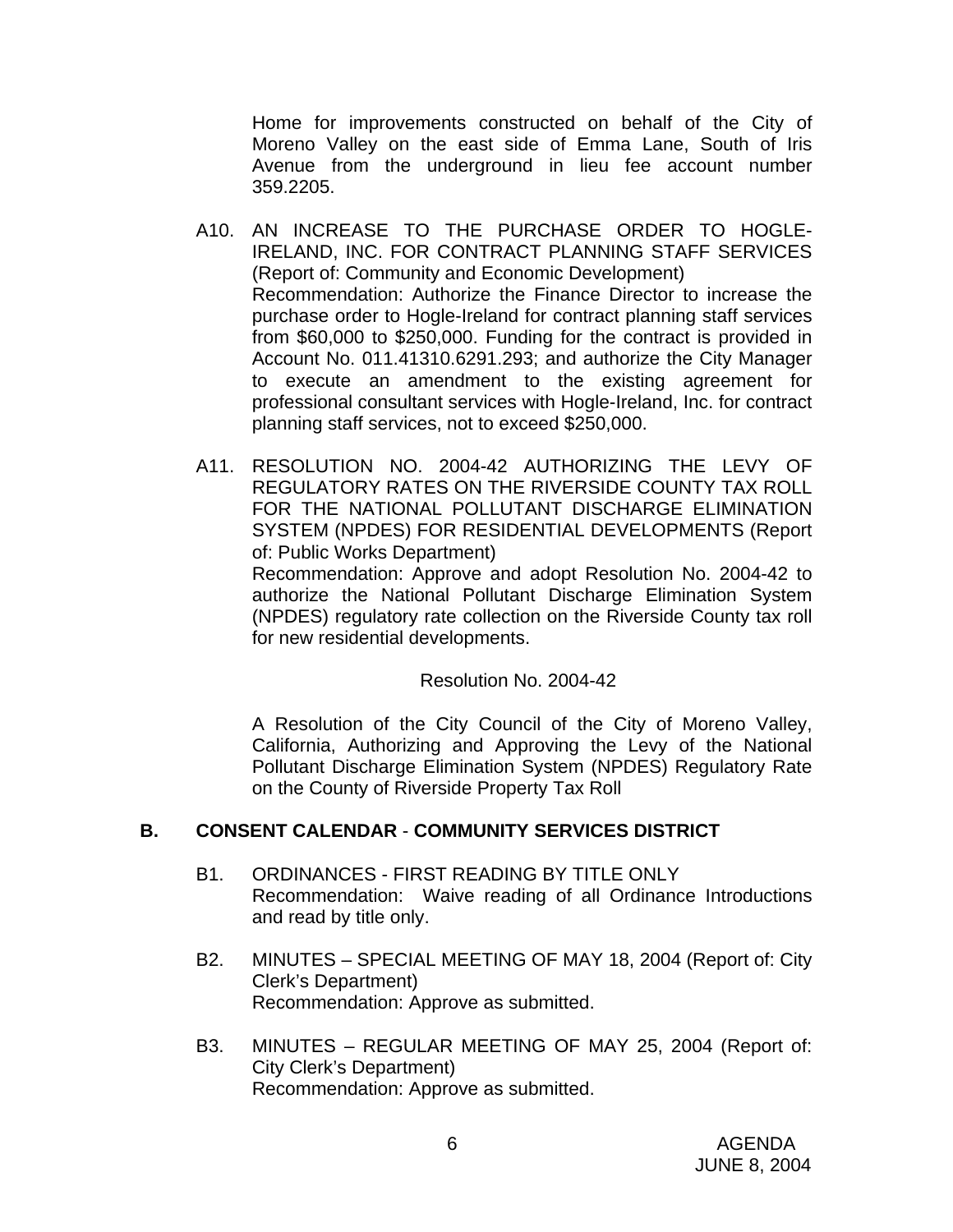Home for improvements constructed on behalf of the City of Moreno Valley on the east side of Emma Lane, South of Iris Avenue from the underground in lieu fee account number 359.2205.

A10. AN INCREASE TO THE PURCHASE ORDER TO HOGLE-IRELAND, INC. FOR CONTRACT PLANNING STAFF SERVICES (Report of: Community and Economic Development)
Recommendation: Authorize the Finance Director to increase the purchase order to Hogle-Ireland for contract planning staff services from $60,000 to $250,000. Funding for the contract is provided in Account No. 011.41310.6291.293; and authorize the City Manager to execute an amendment to the existing agreement for professional consultant services with Hogle-Ireland, Inc. for contract planning staff services, not to exceed $250,000.

A11. RESOLUTION NO. 2004-42 AUTHORIZING THE LEVY OF REGULATORY RATES ON THE RIVERSIDE COUNTY TAX ROLL FOR THE NATIONAL POLLUTANT DISCHARGE ELIMINATION SYSTEM (NPDES) FOR RESIDENTIAL DEVELOPMENTS (Report of: Public Works Department)
Recommendation: Approve and adopt Resolution No. 2004-42 to authorize the National Pollutant Discharge Elimination System (NPDES) regulatory rate collection on the Riverside County tax roll for new residential developments.

Resolution No. 2004-42

A Resolution of the City Council of the City of Moreno Valley, California, Authorizing and Approving the Levy of the National Pollutant Discharge Elimination System (NPDES) Regulatory Rate on the County of Riverside Property Tax Roll

## B. CONSENT CALENDAR - COMMUNITY SERVICES DISTRICT

B1. ORDINANCES - FIRST READING BY TITLE ONLY
Recommendation: Waive reading of all Ordinance Introductions and read by title only.

B2. MINUTES – SPECIAL MEETING OF MAY 18, 2004 (Report of: City Clerk's Department)
Recommendation: Approve as submitted.

B3. MINUTES – REGULAR MEETING OF MAY 25, 2004 (Report of: City Clerk's Department)
Recommendation: Approve as submitted.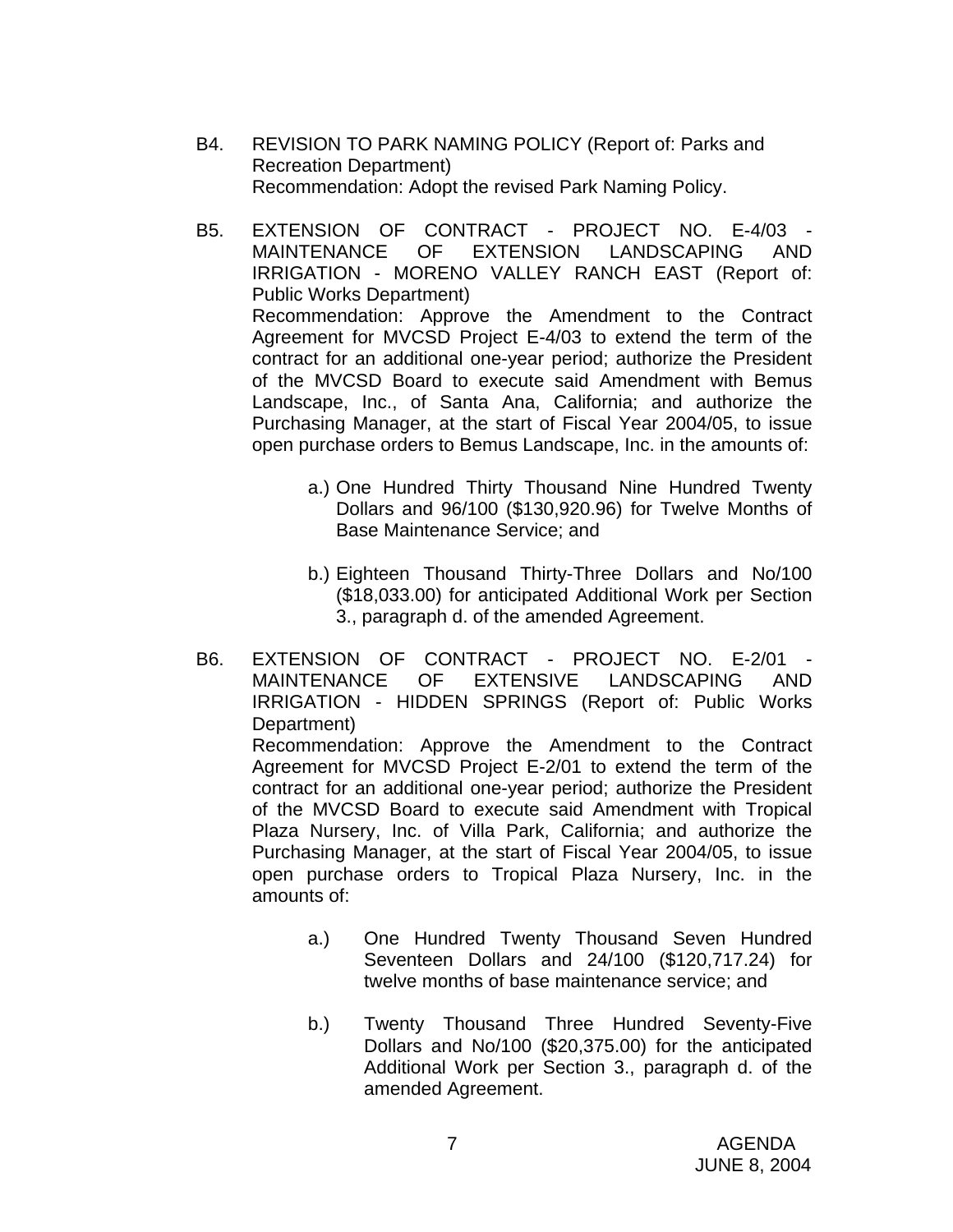B4. REVISION TO PARK NAMING POLICY (Report of: Parks and Recreation Department)
Recommendation: Adopt the revised Park Naming Policy.

B5. EXTENSION OF CONTRACT - PROJECT NO. E-4/03 - MAINTENANCE OF EXTENSION LANDSCAPING AND IRRIGATION - MORENO VALLEY RANCH EAST (Report of: Public Works Department)
Recommendation: Approve the Amendment to the Contract Agreement for MVCSD Project E-4/03 to extend the term of the contract for an additional one-year period; authorize the President of the MVCSD Board to execute said Amendment with Bemus Landscape, Inc., of Santa Ana, California; and authorize the Purchasing Manager, at the start of Fiscal Year 2004/05, to issue open purchase orders to Bemus Landscape, Inc. in the amounts of:

a.) One Hundred Thirty Thousand Nine Hundred Twenty Dollars and 96/100 ($130,920.96) for Twelve Months of Base Maintenance Service; and

b.) Eighteen Thousand Thirty-Three Dollars and No/100 ($18,033.00) for anticipated Additional Work per Section 3., paragraph d. of the amended Agreement.

B6. EXTENSION OF CONTRACT - PROJECT NO. E-2/01 - MAINTENANCE OF EXTENSIVE LANDSCAPING AND IRRIGATION - HIDDEN SPRINGS (Report of: Public Works Department)
Recommendation: Approve the Amendment to the Contract Agreement for MVCSD Project E-2/01 to extend the term of the contract for an additional one-year period; authorize the President of the MVCSD Board to execute said Amendment with Tropical Plaza Nursery, Inc. of Villa Park, California; and authorize the Purchasing Manager, at the start of Fiscal Year 2004/05, to issue open purchase orders to Tropical Plaza Nursery, Inc. in the amounts of:

a.) One Hundred Twenty Thousand Seven Hundred Seventeen Dollars and 24/100 ($120,717.24) for twelve months of base maintenance service; and

b.) Twenty Thousand Three Hundred Seventy-Five Dollars and No/100 ($20,375.00) for the anticipated Additional Work per Section 3., paragraph d. of the amended Agreement.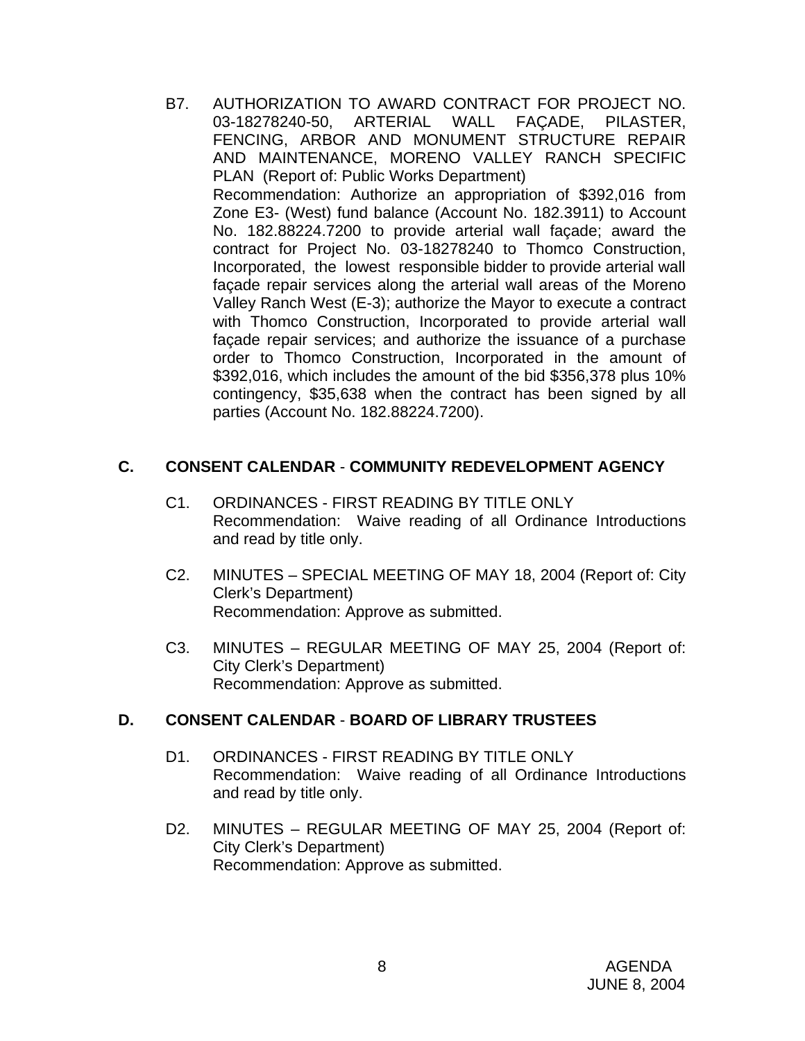B7. AUTHORIZATION TO AWARD CONTRACT FOR PROJECT NO. 03-18278240-50, ARTERIAL WALL FAÇADE, PILASTER, FENCING, ARBOR AND MONUMENT STRUCTURE REPAIR AND MAINTENANCE, MORENO VALLEY RANCH SPECIFIC PLAN (Report of: Public Works Department)
Recommendation: Authorize an appropriation of $392,016 from Zone E3- (West) fund balance (Account No. 182.3911) to Account No. 182.88224.7200 to provide arterial wall façade; award the contract for Project No. 03-18278240 to Thomco Construction, Incorporated, the lowest responsible bidder to provide arterial wall façade repair services along the arterial wall areas of the Moreno Valley Ranch West (E-3); authorize the Mayor to execute a contract with Thomco Construction, Incorporated to provide arterial wall façade repair services; and authorize the issuance of a purchase order to Thomco Construction, Incorporated in the amount of $392,016, which includes the amount of the bid $356,378 plus 10% contingency, $35,638 when the contract has been signed by all parties (Account No. 182.88224.7200).

## C. CONSENT CALENDAR - COMMUNITY REDEVELOPMENT AGENCY

C1. ORDINANCES - FIRST READING BY TITLE ONLY
Recommendation: Waive reading of all Ordinance Introductions and read by title only.

C2. MINUTES – SPECIAL MEETING OF MAY 18, 2004 (Report of: City Clerk's Department)
Recommendation: Approve as submitted.

C3. MINUTES – REGULAR MEETING OF MAY 25, 2004 (Report of: City Clerk's Department)
Recommendation: Approve as submitted.

## D. CONSENT CALENDAR - BOARD OF LIBRARY TRUSTEES

D1. ORDINANCES - FIRST READING BY TITLE ONLY
Recommendation: Waive reading of all Ordinance Introductions and read by title only.

D2. MINUTES – REGULAR MEETING OF MAY 25, 2004 (Report of: City Clerk's Department)
Recommendation: Approve as submitted.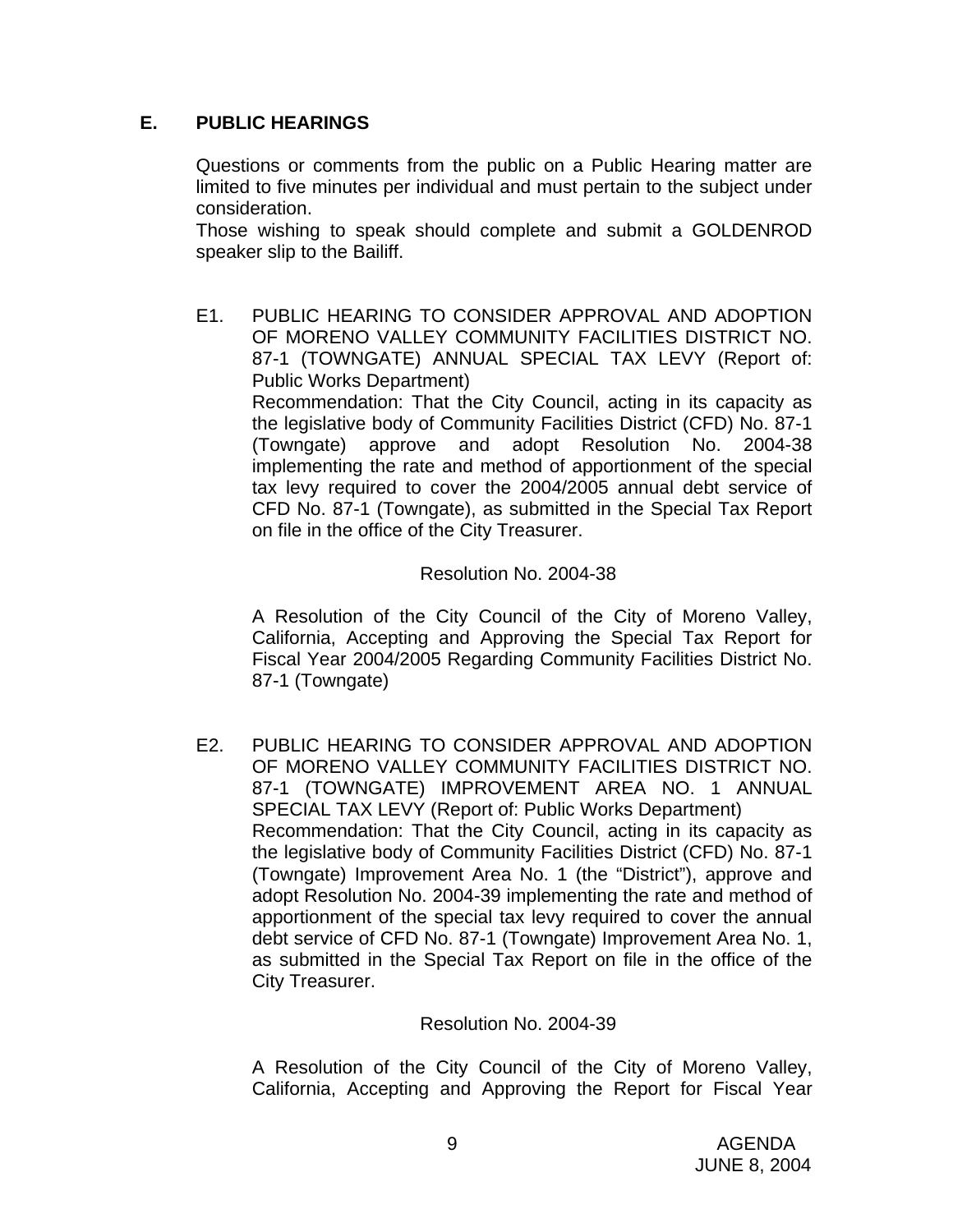## E. PUBLIC HEARINGS

Questions or comments from the public on a Public Hearing matter are limited to five minutes per individual and must pertain to the subject under consideration.
Those wishing to speak should complete and submit a GOLDENROD speaker slip to the Bailiff.

E1. PUBLIC HEARING TO CONSIDER APPROVAL AND ADOPTION OF MORENO VALLEY COMMUNITY FACILITIES DISTRICT NO. 87-1 (TOWNGATE) ANNUAL SPECIAL TAX LEVY (Report of: Public Works Department)
Recommendation: That the City Council, acting in its capacity as the legislative body of Community Facilities District (CFD) No. 87-1 (Towngate) approve and adopt Resolution No. 2004-38 implementing the rate and method of apportionment of the special tax levy required to cover the 2004/2005 annual debt service of CFD No. 87-1 (Towngate), as submitted in the Special Tax Report on file in the office of the City Treasurer.

Resolution No. 2004-38

A Resolution of the City Council of the City of Moreno Valley, California, Accepting and Approving the Special Tax Report for Fiscal Year 2004/2005 Regarding Community Facilities District No. 87-1 (Towngate)

E2. PUBLIC HEARING TO CONSIDER APPROVAL AND ADOPTION OF MORENO VALLEY COMMUNITY FACILITIES DISTRICT NO. 87-1 (TOWNGATE) IMPROVEMENT AREA NO. 1 ANNUAL SPECIAL TAX LEVY (Report of: Public Works Department)
Recommendation: That the City Council, acting in its capacity as the legislative body of Community Facilities District (CFD) No. 87-1 (Towngate) Improvement Area No. 1 (the "District"), approve and adopt Resolution No. 2004-39 implementing the rate and method of apportionment of the special tax levy required to cover the annual debt service of CFD No. 87-1 (Towngate) Improvement Area No. 1, as submitted in the Special Tax Report on file in the office of the City Treasurer.

Resolution No. 2004-39

A Resolution of the City Council of the City of Moreno Valley, California, Accepting and Approving the Report for Fiscal Year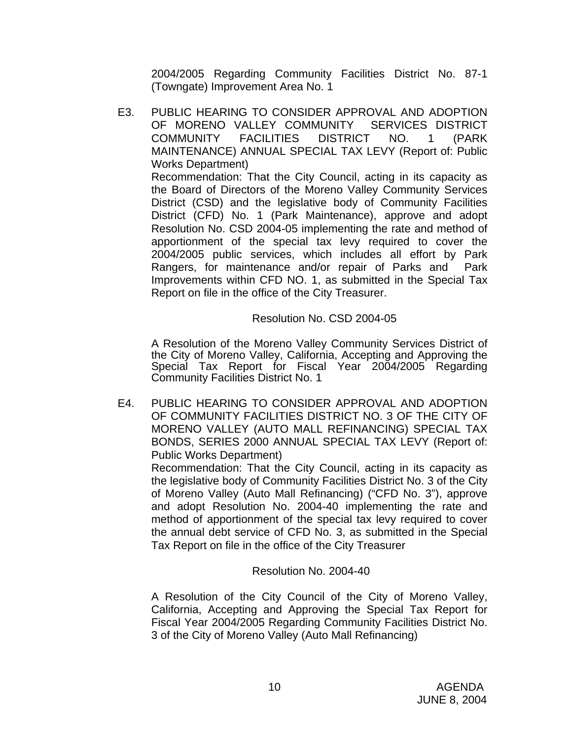2004/2005 Regarding Community Facilities District No. 87-1 (Towngate) Improvement Area No. 1

E3. PUBLIC HEARING TO CONSIDER APPROVAL AND ADOPTION OF MORENO VALLEY COMMUNITY SERVICES DISTRICT COMMUNITY FACILITIES DISTRICT NO. 1 (PARK MAINTENANCE) ANNUAL SPECIAL TAX LEVY (Report of: Public Works Department)

Recommendation: That the City Council, acting in its capacity as the Board of Directors of the Moreno Valley Community Services District (CSD) and the legislative body of Community Facilities District (CFD) No. 1 (Park Maintenance), approve and adopt Resolution No. CSD 2004-05 implementing the rate and method of apportionment of the special tax levy required to cover the 2004/2005 public services, which includes all effort by Park Rangers, for maintenance and/or repair of Parks and Park Improvements within CFD NO. 1, as submitted in the Special Tax Report on file in the office of the City Treasurer.

Resolution No. CSD 2004-05

A Resolution of the Moreno Valley Community Services District of the City of Moreno Valley, California, Accepting and Approving the Special Tax Report for Fiscal Year 2004/2005 Regarding Community Facilities District No. 1

E4. PUBLIC HEARING TO CONSIDER APPROVAL AND ADOPTION OF COMMUNITY FACILITIES DISTRICT NO. 3 OF THE CITY OF MORENO VALLEY (AUTO MALL REFINANCING) SPECIAL TAX BONDS, SERIES 2000 ANNUAL SPECIAL TAX LEVY (Report of: Public Works Department)

Recommendation: That the City Council, acting in its capacity as the legislative body of Community Facilities District No. 3 of the City of Moreno Valley (Auto Mall Refinancing) ("CFD No. 3"), approve and adopt Resolution No. 2004-40 implementing the rate and method of apportionment of the special tax levy required to cover the annual debt service of CFD No. 3, as submitted in the Special Tax Report on file in the office of the City Treasurer

Resolution No. 2004-40

A Resolution of the City Council of the City of Moreno Valley, California, Accepting and Approving the Special Tax Report for Fiscal Year 2004/2005 Regarding Community Facilities District No. 3 of the City of Moreno Valley (Auto Mall Refinancing)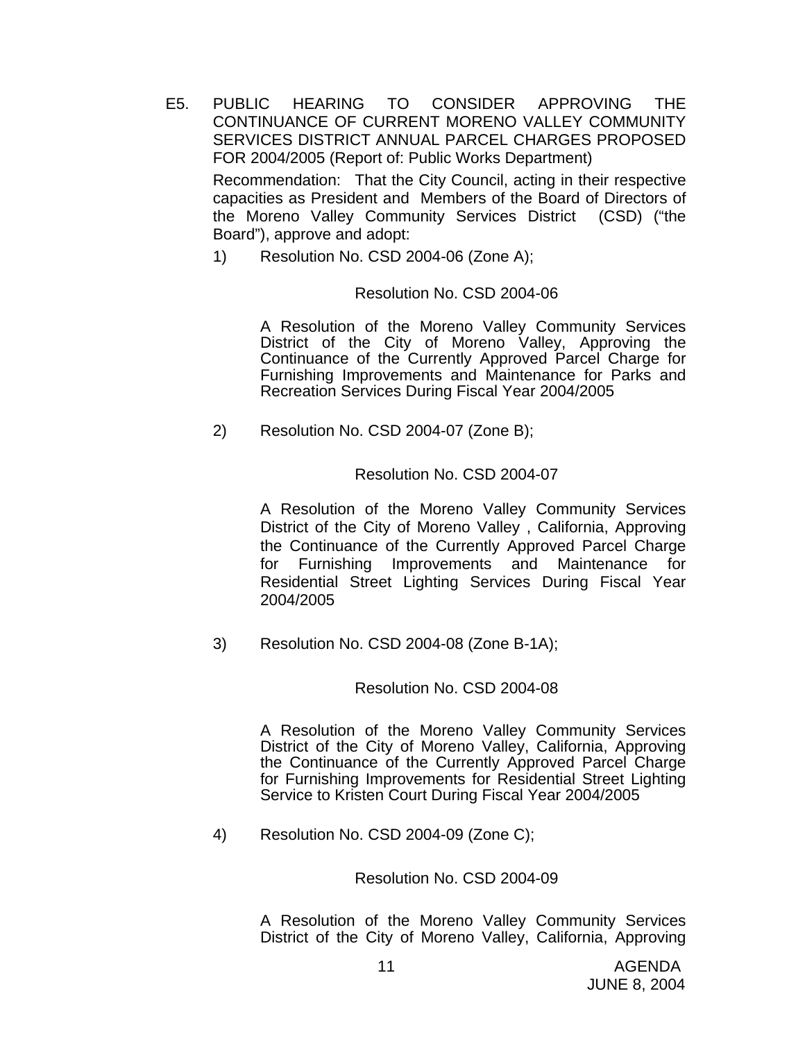E5. PUBLIC HEARING TO CONSIDER APPROVING THE CONTINUANCE OF CURRENT MORENO VALLEY COMMUNITY SERVICES DISTRICT ANNUAL PARCEL CHARGES PROPOSED FOR 2004/2005 (Report of: Public Works Department)

Recommendation: That the City Council, acting in their respective capacities as President and Members of the Board of Directors of the Moreno Valley Community Services District (CSD) ("the Board"), approve and adopt:

1) Resolution No. CSD 2004-06 (Zone A);

Resolution No. CSD 2004-06

A Resolution of the Moreno Valley Community Services District of the City of Moreno Valley, Approving the Continuance of the Currently Approved Parcel Charge for Furnishing Improvements and Maintenance for Parks and Recreation Services During Fiscal Year 2004/2005

2) Resolution No. CSD 2004-07 (Zone B);

Resolution No. CSD 2004-07

A Resolution of the Moreno Valley Community Services District of the City of Moreno Valley , California, Approving the Continuance of the Currently Approved Parcel Charge for Furnishing Improvements and Maintenance for Residential Street Lighting Services During Fiscal Year 2004/2005

3) Resolution No. CSD 2004-08 (Zone B-1A);

Resolution No. CSD 2004-08

A Resolution of the Moreno Valley Community Services District of the City of Moreno Valley, California, Approving the Continuance of the Currently Approved Parcel Charge for Furnishing Improvements for Residential Street Lighting Service to Kristen Court During Fiscal Year 2004/2005

4) Resolution No. CSD 2004-09 (Zone C);

Resolution No. CSD 2004-09

A Resolution of the Moreno Valley Community Services District of the City of Moreno Valley, California, Approving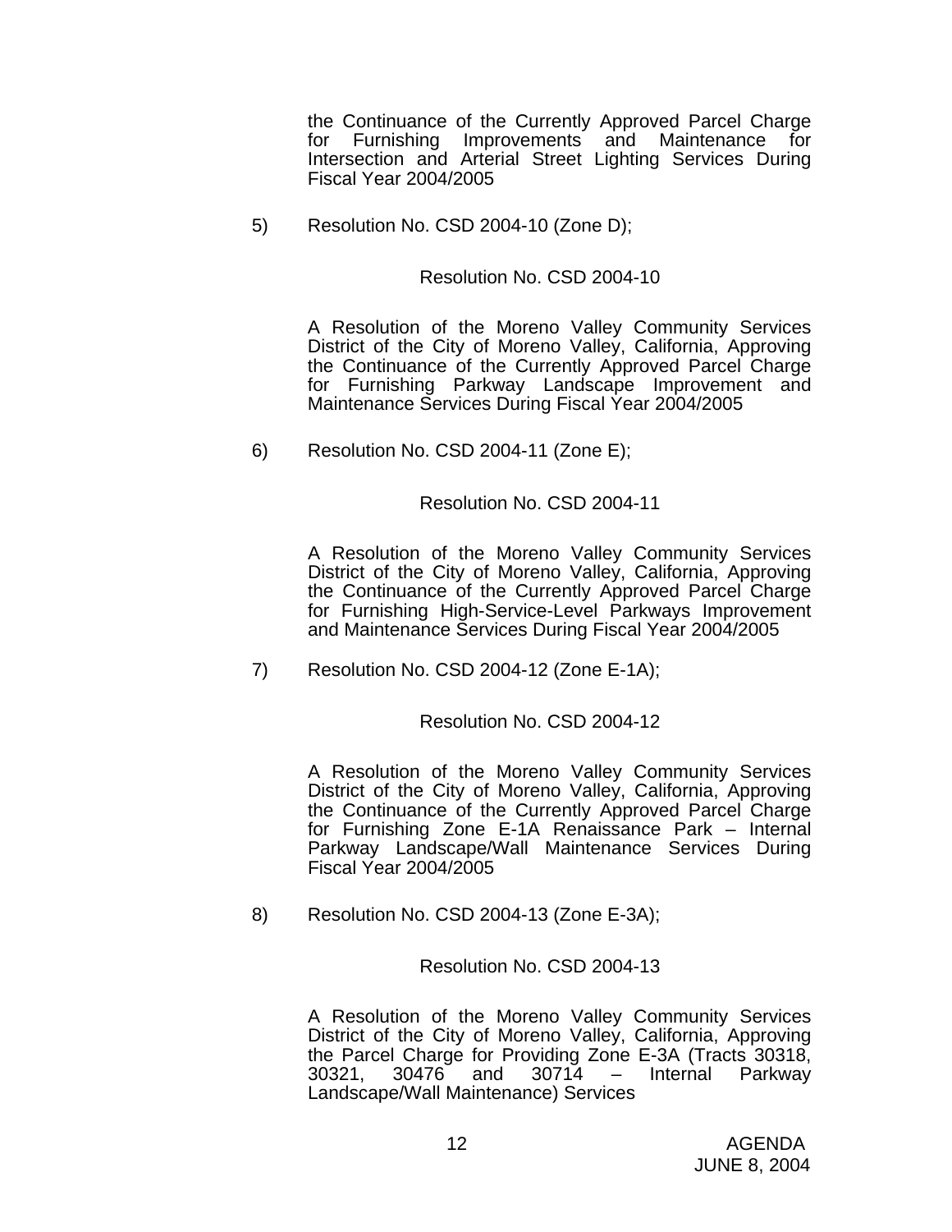the Continuance of the Currently Approved Parcel Charge for Furnishing Improvements and Maintenance for Intersection and Arterial Street Lighting Services During Fiscal Year 2004/2005

5) Resolution No. CSD 2004-10 (Zone D);

Resolution No. CSD 2004-10

A Resolution of the Moreno Valley Community Services District of the City of Moreno Valley, California, Approving the Continuance of the Currently Approved Parcel Charge for Furnishing Parkway Landscape Improvement and Maintenance Services During Fiscal Year 2004/2005

6) Resolution No. CSD 2004-11 (Zone E);

Resolution No. CSD 2004-11

A Resolution of the Moreno Valley Community Services District of the City of Moreno Valley, California, Approving the Continuance of the Currently Approved Parcel Charge for Furnishing High-Service-Level Parkways Improvement and Maintenance Services During Fiscal Year 2004/2005

7) Resolution No. CSD 2004-12 (Zone E-1A);

Resolution No. CSD 2004-12

A Resolution of the Moreno Valley Community Services District of the City of Moreno Valley, California, Approving the Continuance of the Currently Approved Parcel Charge for Furnishing Zone E-1A Renaissance Park – Internal Parkway Landscape/Wall Maintenance Services During Fiscal Year 2004/2005

8) Resolution No. CSD 2004-13 (Zone E-3A);

Resolution No. CSD 2004-13

A Resolution of the Moreno Valley Community Services District of the City of Moreno Valley, California, Approving the Parcel Charge for Providing Zone E-3A (Tracts 30318, 30321, 30476 and 30714 – Internal Parkway Landscape/Wall Maintenance) Services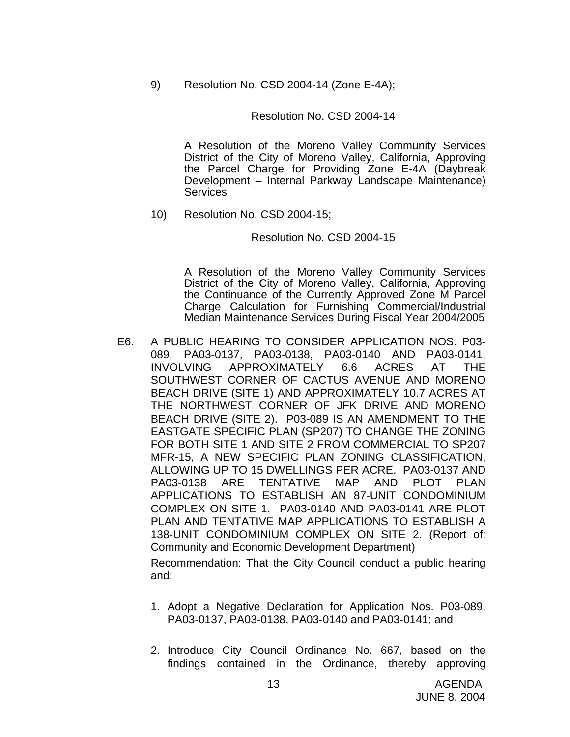9) Resolution No. CSD 2004-14 (Zone E-4A);

Resolution No. CSD 2004-14

A Resolution of the Moreno Valley Community Services District of the City of Moreno Valley, California, Approving the Parcel Charge for Providing Zone E-4A (Daybreak Development – Internal Parkway Landscape Maintenance) Services

10) Resolution No. CSD 2004-15;

Resolution No. CSD 2004-15

A Resolution of the Moreno Valley Community Services District of the City of Moreno Valley, California, Approving the Continuance of the Currently Approved Zone M Parcel Charge Calculation for Furnishing Commercial/Industrial Median Maintenance Services During Fiscal Year 2004/2005

E6. A PUBLIC HEARING TO CONSIDER APPLICATION NOS. P03-089, PA03-0137, PA03-0138, PA03-0140 AND PA03-0141, INVOLVING APPROXIMATELY 6.6 ACRES AT THE SOUTHWEST CORNER OF CACTUS AVENUE AND MORENO BEACH DRIVE (SITE 1) AND APPROXIMATELY 10.7 ACRES AT THE NORTHWEST CORNER OF JFK DRIVE AND MORENO BEACH DRIVE (SITE 2). P03-089 IS AN AMENDMENT TO THE EASTGATE SPECIFIC PLAN (SP207) TO CHANGE THE ZONING FOR BOTH SITE 1 AND SITE 2 FROM COMMERCIAL TO SP207 MFR-15, A NEW SPECIFIC PLAN ZONING CLASSIFICATION, ALLOWING UP TO 15 DWELLINGS PER ACRE. PA03-0137 AND PA03-0138 ARE TENTATIVE MAP AND PLOT PLAN APPLICATIONS TO ESTABLISH AN 87-UNIT CONDOMINIUM COMPLEX ON SITE 1. PA03-0140 AND PA03-0141 ARE PLOT PLAN AND TENTATIVE MAP APPLICATIONS TO ESTABLISH A 138-UNIT CONDOMINIUM COMPLEX ON SITE 2. (Report of: Community and Economic Development Department)

Recommendation: That the City Council conduct a public hearing and:

1. Adopt a Negative Declaration for Application Nos. P03-089, PA03-0137, PA03-0138, PA03-0140 and PA03-0141; and

2. Introduce City Council Ordinance No. 667, based on the findings contained in the Ordinance, thereby approving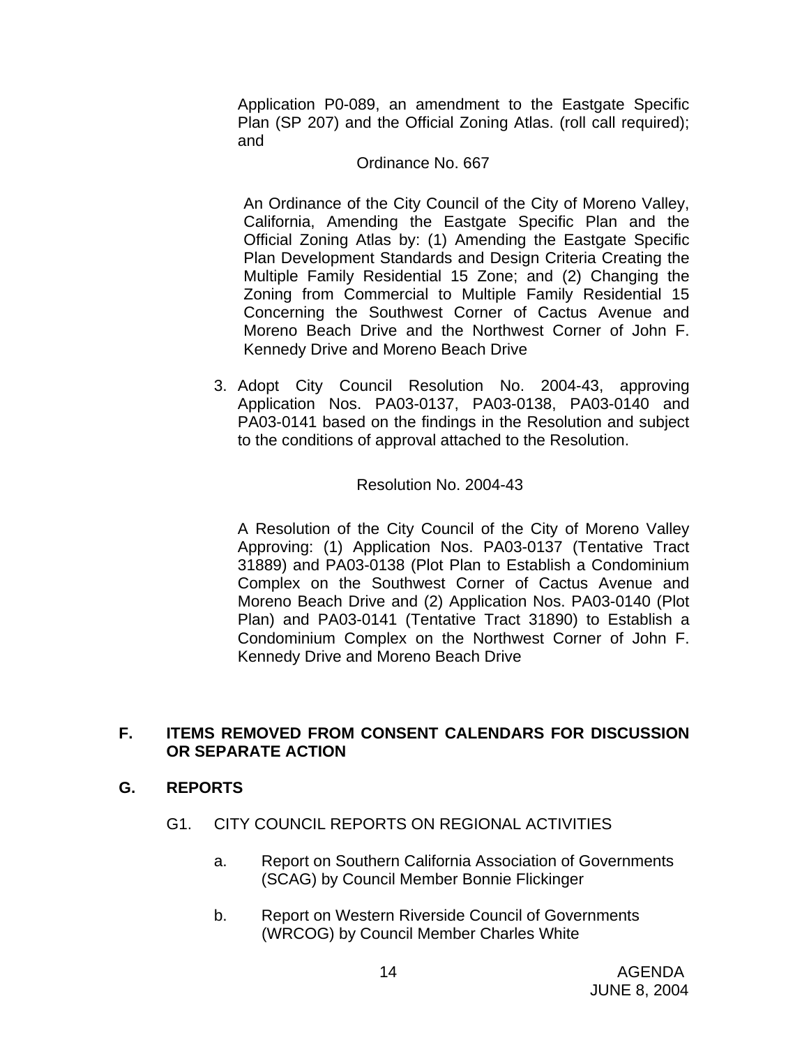Application P0-089, an amendment to the Eastgate Specific Plan (SP 207) and the Official Zoning Atlas. (roll call required); and

Ordinance No. 667

An Ordinance of the City Council of the City of Moreno Valley, California, Amending the Eastgate Specific Plan and the Official Zoning Atlas by: (1) Amending the Eastgate Specific Plan Development Standards and Design Criteria Creating the Multiple Family Residential 15 Zone; and (2) Changing the Zoning from Commercial to Multiple Family Residential 15 Concerning the Southwest Corner of Cactus Avenue and Moreno Beach Drive and the Northwest Corner of John F. Kennedy Drive and Moreno Beach Drive

3. Adopt City Council Resolution No. 2004-43, approving Application Nos. PA03-0137, PA03-0138, PA03-0140 and PA03-0141 based on the findings in the Resolution and subject to the conditions of approval attached to the Resolution.

Resolution No. 2004-43

A Resolution of the City Council of the City of Moreno Valley Approving: (1) Application Nos. PA03-0137 (Tentative Tract 31889) and PA03-0138 (Plot Plan to Establish a Condominium Complex on the Southwest Corner of Cactus Avenue and Moreno Beach Drive and (2) Application Nos. PA03-0140 (Plot Plan) and PA03-0141 (Tentative Tract 31890) to Establish a Condominium Complex on the Northwest Corner of John F. Kennedy Drive and Moreno Beach Drive

## F. ITEMS REMOVED FROM CONSENT CALENDARS FOR DISCUSSION OR SEPARATE ACTION

## G. REPORTS

G1. CITY COUNCIL REPORTS ON REGIONAL ACTIVITIES

a. Report on Southern California Association of Governments (SCAG) by Council Member Bonnie Flickinger

b. Report on Western Riverside Council of Governments (WRCOG) by Council Member Charles White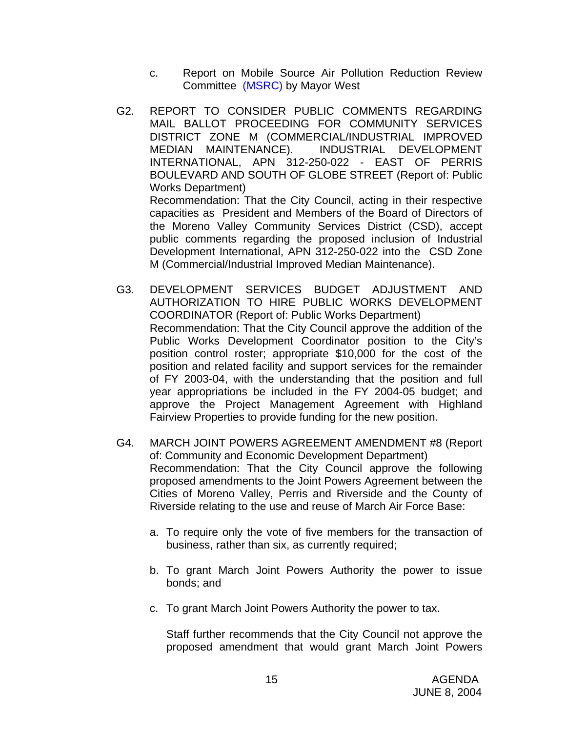c. Report on Mobile Source Air Pollution Reduction Review Committee (MSRC) by Mayor West

G2. REPORT TO CONSIDER PUBLIC COMMENTS REGARDING MAIL BALLOT PROCEEDING FOR COMMUNITY SERVICES DISTRICT ZONE M (COMMERCIAL/INDUSTRIAL IMPROVED MEDIAN MAINTENANCE). INDUSTRIAL DEVELOPMENT INTERNATIONAL, APN 312-250-022 - EAST OF PERRIS BOULEVARD AND SOUTH OF GLOBE STREET (Report of: Public Works Department)
Recommendation: That the City Council, acting in their respective capacities as President and Members of the Board of Directors of the Moreno Valley Community Services District (CSD), accept public comments regarding the proposed inclusion of Industrial Development International, APN 312-250-022 into the CSD Zone M (Commercial/Industrial Improved Median Maintenance).

G3. DEVELOPMENT SERVICES BUDGET ADJUSTMENT AND AUTHORIZATION TO HIRE PUBLIC WORKS DEVELOPMENT COORDINATOR (Report of: Public Works Department)
Recommendation: That the City Council approve the addition of the Public Works Development Coordinator position to the City's position control roster; appropriate $10,000 for the cost of the position and related facility and support services for the remainder of FY 2003-04, with the understanding that the position and full year appropriations be included in the FY 2004-05 budget; and approve the Project Management Agreement with Highland Fairview Properties to provide funding for the new position.

G4. MARCH JOINT POWERS AGREEMENT AMENDMENT #8 (Report of: Community and Economic Development Department)
Recommendation: That the City Council approve the following proposed amendments to the Joint Powers Agreement between the Cities of Moreno Valley, Perris and Riverside and the County of Riverside relating to the use and reuse of March Air Force Base:

a. To require only the vote of five members for the transaction of business, rather than six, as currently required;

b. To grant March Joint Powers Authority the power to issue bonds; and

c. To grant March Joint Powers Authority the power to tax.

Staff further recommends that the City Council not approve the proposed amendment that would grant March Joint Powers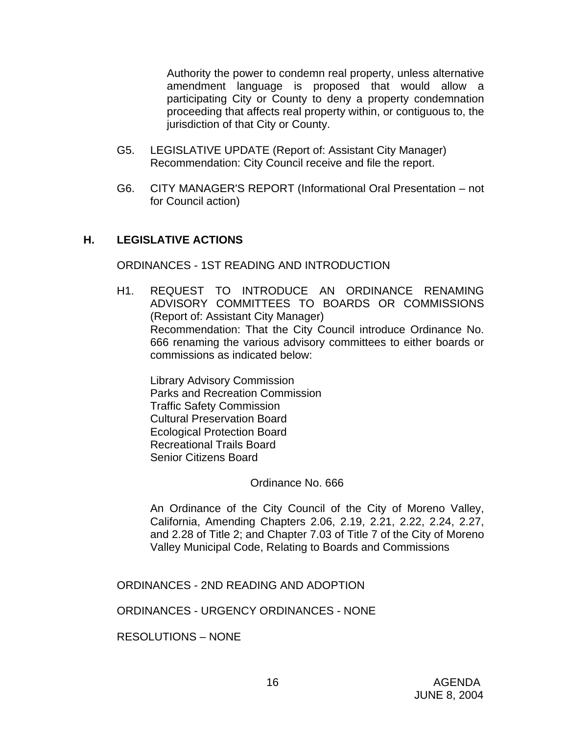Authority the power to condemn real property, unless alternative amendment language is proposed that would allow a participating City or County to deny a property condemnation proceeding that affects real property within, or contiguous to, the jurisdiction of that City or County.

G5. LEGISLATIVE UPDATE (Report of: Assistant City Manager)
Recommendation: City Council receive and file the report.

G6. CITY MANAGER'S REPORT (Informational Oral Presentation – not for Council action)

## H. LEGISLATIVE ACTIONS

ORDINANCES - 1ST READING AND INTRODUCTION

H1. REQUEST TO INTRODUCE AN ORDINANCE RENAMING ADVISORY COMMITTEES TO BOARDS OR COMMISSIONS (Report of: Assistant City Manager)
Recommendation: That the City Council introduce Ordinance No. 666 renaming the various advisory committees to either boards or commissions as indicated below:

Library Advisory Commission
Parks and Recreation Commission
Traffic Safety Commission
Cultural Preservation Board
Ecological Protection Board
Recreational Trails Board
Senior Citizens Board

Ordinance No. 666

An Ordinance of the City Council of the City of Moreno Valley, California, Amending Chapters 2.06, 2.19, 2.21, 2.22, 2.24, 2.27, and 2.28 of Title 2; and Chapter 7.03 of Title 7 of the City of Moreno Valley Municipal Code, Relating to Boards and Commissions

ORDINANCES - 2ND READING AND ADOPTION

ORDINANCES - URGENCY ORDINANCES - NONE

RESOLUTIONS – NONE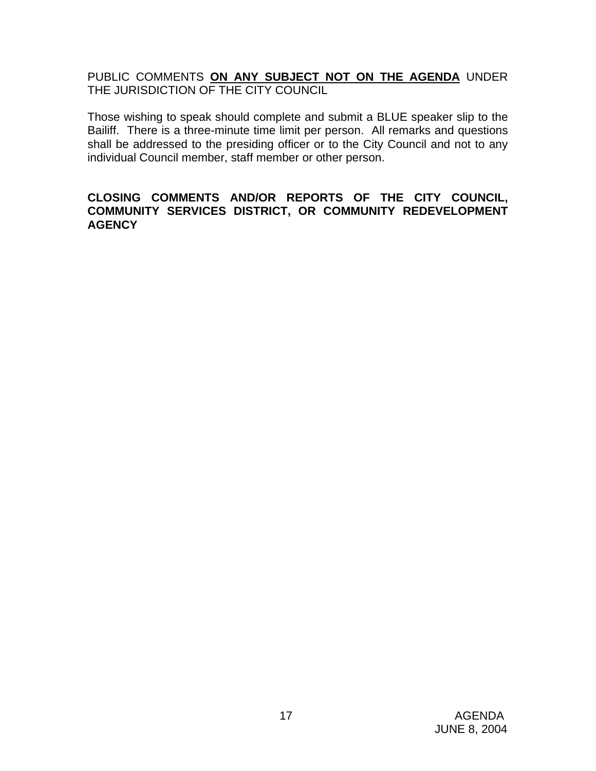PUBLIC COMMENTS **ON ANY SUBJECT NOT ON THE AGENDA** UNDER THE JURISDICTION OF THE CITY COUNCIL

Those wishing to speak should complete and submit a BLUE speaker slip to the Bailiff. There is a three-minute time limit per person. All remarks and questions shall be addressed to the presiding officer or to the City Council and not to any individual Council member, staff member or other person.

**CLOSING COMMENTS AND/OR REPORTS OF THE CITY COUNCIL, COMMUNITY SERVICES DISTRICT, OR COMMUNITY REDEVELOPMENT AGENCY**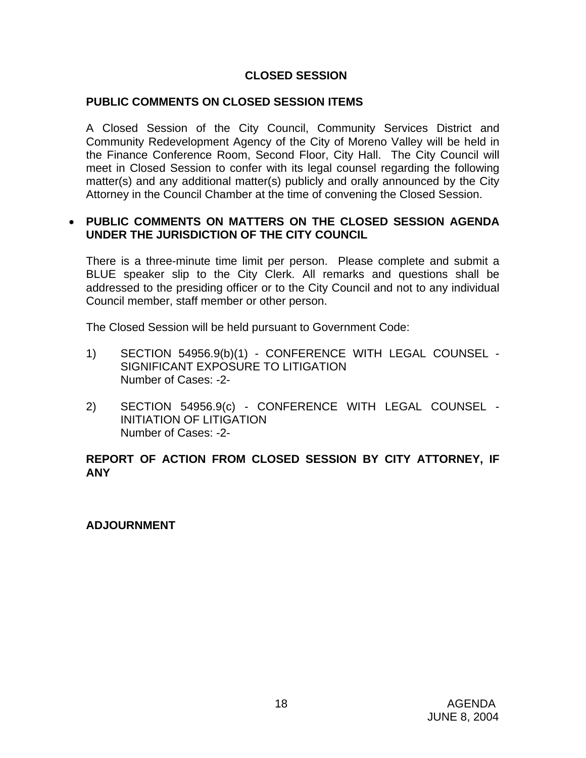## CLOSED SESSION

**PUBLIC COMMENTS ON CLOSED SESSION ITEMS**

A Closed Session of the City Council, Community Services District and Community Redevelopment Agency of the City of Moreno Valley will be held in the Finance Conference Room, Second Floor, City Hall. The City Council will meet in Closed Session to confer with its legal counsel regarding the following matter(s) and any additional matter(s) publicly and orally announced by the City Attorney in the Council Chamber at the time of convening the Closed Session.

- **PUBLIC COMMENTS ON MATTERS ON THE CLOSED SESSION AGENDA UNDER THE JURISDICTION OF THE CITY COUNCIL**

There is a three-minute time limit per person. Please complete and submit a BLUE speaker slip to the City Clerk. All remarks and questions shall be addressed to the presiding officer or to the City Council and not to any individual Council member, staff member or other person.

The Closed Session will be held pursuant to Government Code:

1) SECTION 54956.9(b)(1) - CONFERENCE WITH LEGAL COUNSEL - SIGNIFICANT EXPOSURE TO LITIGATION
   Number of Cases: -2-

2) SECTION 54956.9(c) - CONFERENCE WITH LEGAL COUNSEL - INITIATION OF LITIGATION
   Number of Cases: -2-

**REPORT OF ACTION FROM CLOSED SESSION BY CITY ATTORNEY, IF ANY**

**ADJOURNMENT**